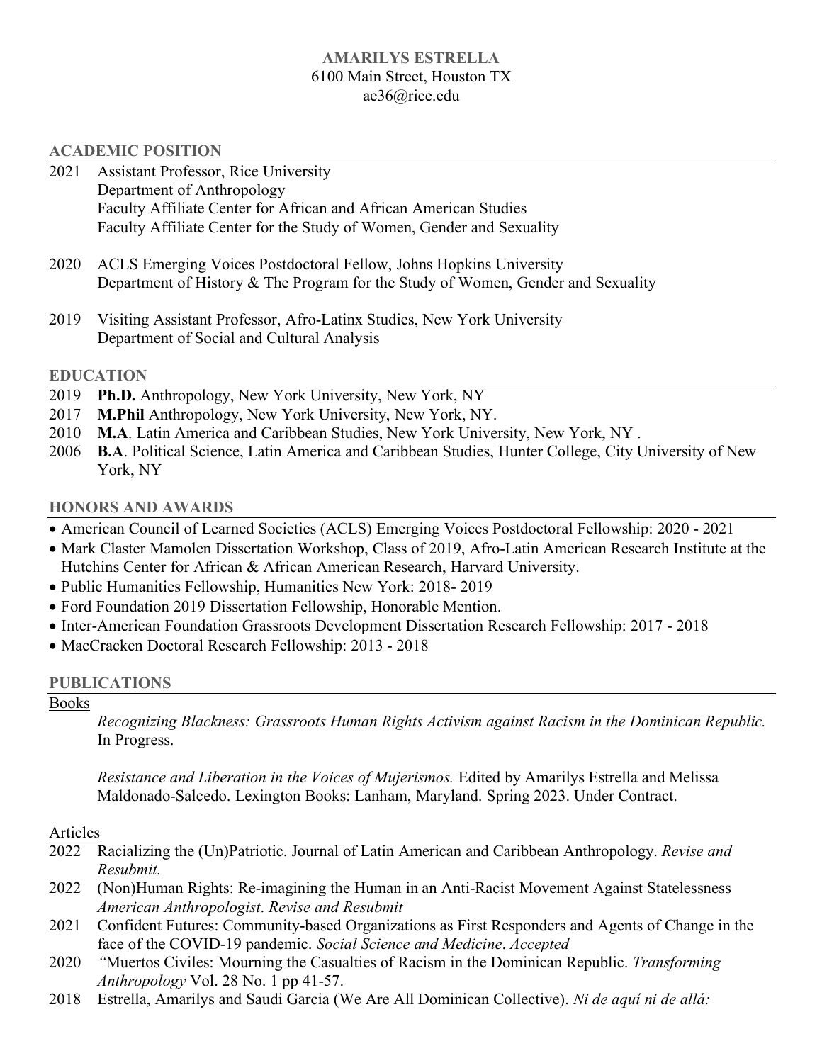# AMARILYS ESTRELLA

6100 Main Street, Houston TX
ae36@rice.edu

## ACADEMIC POSITION

2021 Assistant Professor, Rice University
Department of Anthropology
Faculty Affiliate Center for African and African American Studies
Faculty Affiliate Center for the Study of Women, Gender and Sexuality

2020 ACLS Emerging Voices Postdoctoral Fellow, Johns Hopkins University
Department of History & The Program for the Study of Women, Gender and Sexuality

2019 Visiting Assistant Professor, Afro-Latinx Studies, New York University
Department of Social and Cultural Analysis

## EDUCATION

2019 **Ph.D.** Anthropology, New York University, New York, NY
2017 **M.Phil** Anthropology, New York University, New York, NY.
2010 **M.A**. Latin America and Caribbean Studies, New York University, New York, NY .
2006 **B.A**. Political Science, Latin America and Caribbean Studies, Hunter College, City University of New York, NY

## HONORS AND AWARDS

- American Council of Learned Societies (ACLS) Emerging Voices Postdoctoral Fellowship: 2020 - 2021
- Mark Claster Mamolen Dissertation Workshop, Class of 2019, Afro-Latin American Research Institute at the Hutchins Center for African & African American Research, Harvard University.
- Public Humanities Fellowship, Humanities New York: 2018- 2019
- Ford Foundation 2019 Dissertation Fellowship, Honorable Mention.
- Inter-American Foundation Grassroots Development Dissertation Research Fellowship: 2017 - 2018
- MacCracken Doctoral Research Fellowship: 2013 - 2018

## PUBLICATIONS

### Books

*Recognizing Blackness: Grassroots Human Rights Activism against Racism in the Dominican Republic.* In Progress.

*Resistance and Liberation in the Voices of Mujerismos.* Edited by Amarilys Estrella and Melissa Maldonado-Salcedo. Lexington Books: Lanham, Maryland. Spring 2023. Under Contract.

### Articles

2022 Racializing the (Un)Patriotic. Journal of Latin American and Caribbean Anthropology. *Revise and Resubmit.*

2022 (Non)Human Rights: Re-imagining the Human in an Anti-Racist Movement Against Statelessness *American Anthropologist*. *Revise and Resubmit*

2021 Confident Futures: Community-based Organizations as First Responders and Agents of Change in the face of the COVID-19 pandemic. *Social Science and Medicine*. *Accepted*

2020 *"*Muertos Civiles: Mourning the Casualties of Racism in the Dominican Republic. *Transforming Anthropology* Vol. 28 No. 1 pp 41-57.

2018 Estrella, Amarilys and Saudi Garcia (We Are All Dominican Collective). *Ni de aquí ni de allá:*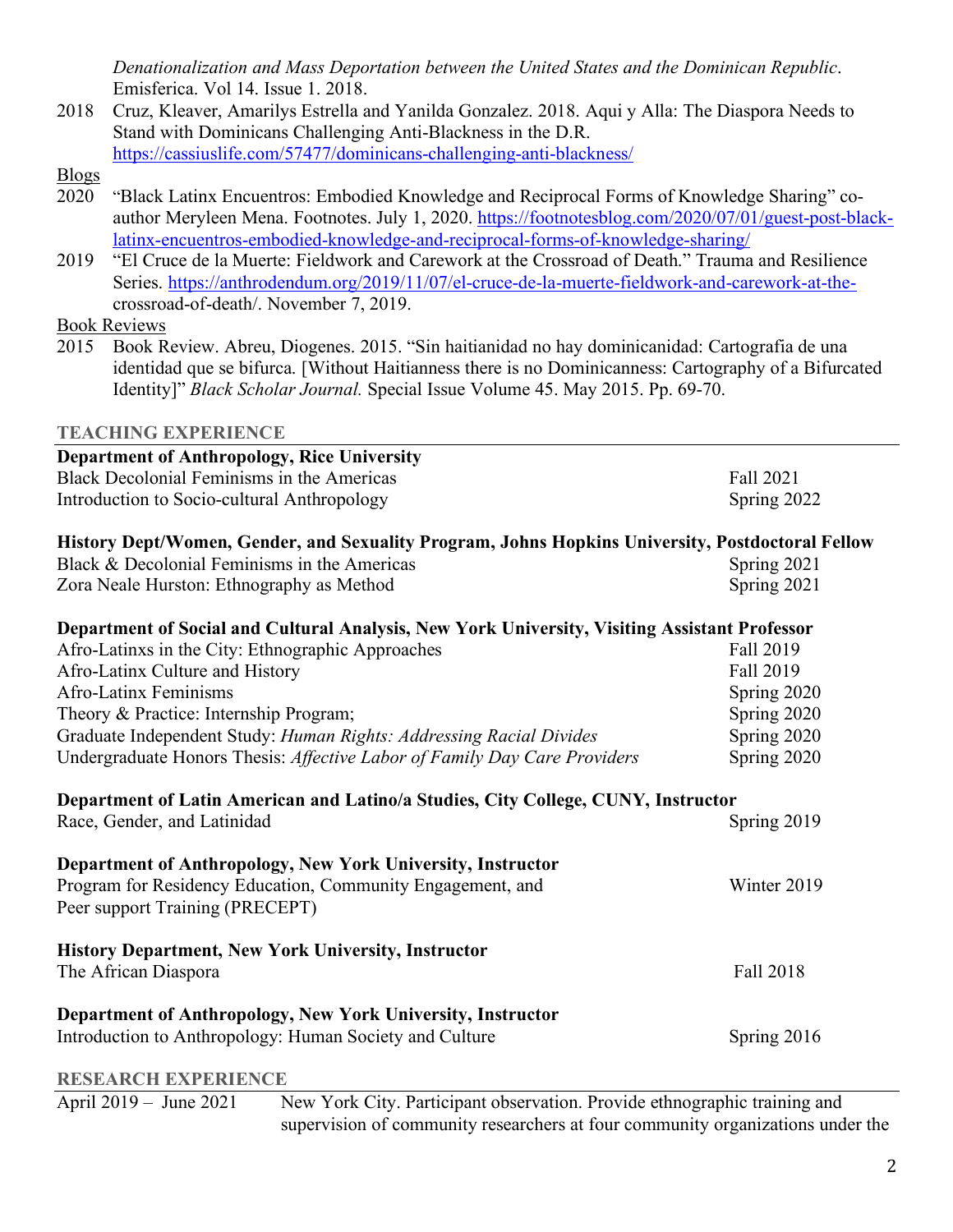*Denationalization and Mass Deportation between the United States and the Dominican Republic*. Emisferica. Vol 14. Issue 1. 2018.

2018 Cruz, Kleaver, Amarilys Estrella and Yanilda Gonzalez. 2018. Aqui y Alla: The Diaspora Needs to Stand with Dominicans Challenging Anti-Blackness in the D.R. https://cassiuslife.com/57477/dominicans-challenging-anti-blackness/

Blogs

2020 "Black Latinx Encuentros: Embodied Knowledge and Reciprocal Forms of Knowledge Sharing" co-author Meryleen Mena. Footnotes. July 1, 2020. https://footnotesblog.com/2020/07/01/guest-post-black-latinx-encuentros-embodied-knowledge-and-reciprocal-forms-of-knowledge-sharing/

2019 "El Cruce de la Muerte: Fieldwork and Carework at the Crossroad of Death." Trauma and Resilience Series. https://anthrodendum.org/2019/11/07/el-cruce-de-la-muerte-fieldwork-and-carework-at-the-crossroad-of-death/. November 7, 2019.

Book Reviews

2015 Book Review. Abreu, Diogenes. 2015. "Sin haitianidad no hay dominicanidad: Cartografia de una identidad que se bifurca. [Without Haitianness there is no Dominicanness: Cartography of a Bifurcated Identity]" *Black Scholar Journal.* Special Issue Volume 45. May 2015. Pp. 69-70.

## TEACHING EXPERIENCE

**Department of Anthropology, Rice University**

| | |
|---|---|
| Black Decolonial Feminisms in the Americas | Fall 2021 |
| Introduction to Socio-cultural Anthropology | Spring 2022 |

**History Dept/Women, Gender, and Sexuality Program, Johns Hopkins University, Postdoctoral Fellow**

| | |
|---|---|
| Black & Decolonial Feminisms in the Americas | Spring 2021 |
| Zora Neale Hurston: Ethnography as Method | Spring 2021 |

**Department of Social and Cultural Analysis, New York University, Visiting Assistant Professor**

| | |
|---|---|
| Afro-Latinxs in the City: Ethnographic Approaches | Fall 2019 |
| Afro-Latinx Culture and History | Fall 2019 |
| Afro-Latinx Feminisms | Spring 2020 |
| Theory & Practice: Internship Program; | Spring 2020 |
| Graduate Independent Study: *Human Rights: Addressing Racial Divides* | Spring 2020 |
| Undergraduate Honors Thesis: *Affective Labor of Family Day Care Providers* | Spring 2020 |

**Department of Latin American and Latino/a Studies, City College, CUNY, Instructor**

| | |
|---|---|
| Race, Gender, and Latinidad | Spring 2019 |

**Department of Anthropology, New York University, Instructor**

| | |
|---|---|
| Program for Residency Education, Community Engagement, and Peer support Training (PRECEPT) | Winter 2019 |

**History Department, New York University, Instructor**

| | |
|---|---|
| The African Diaspora | Fall 2018 |

**Department of Anthropology, New York University, Instructor**

| | |
|---|---|
| Introduction to Anthropology: Human Society and Culture | Spring 2016 |

## RESEARCH EXPERIENCE

April 2019 – June 2021 New York City. Participant observation. Provide ethnographic training and supervision of community researchers at four community organizations under the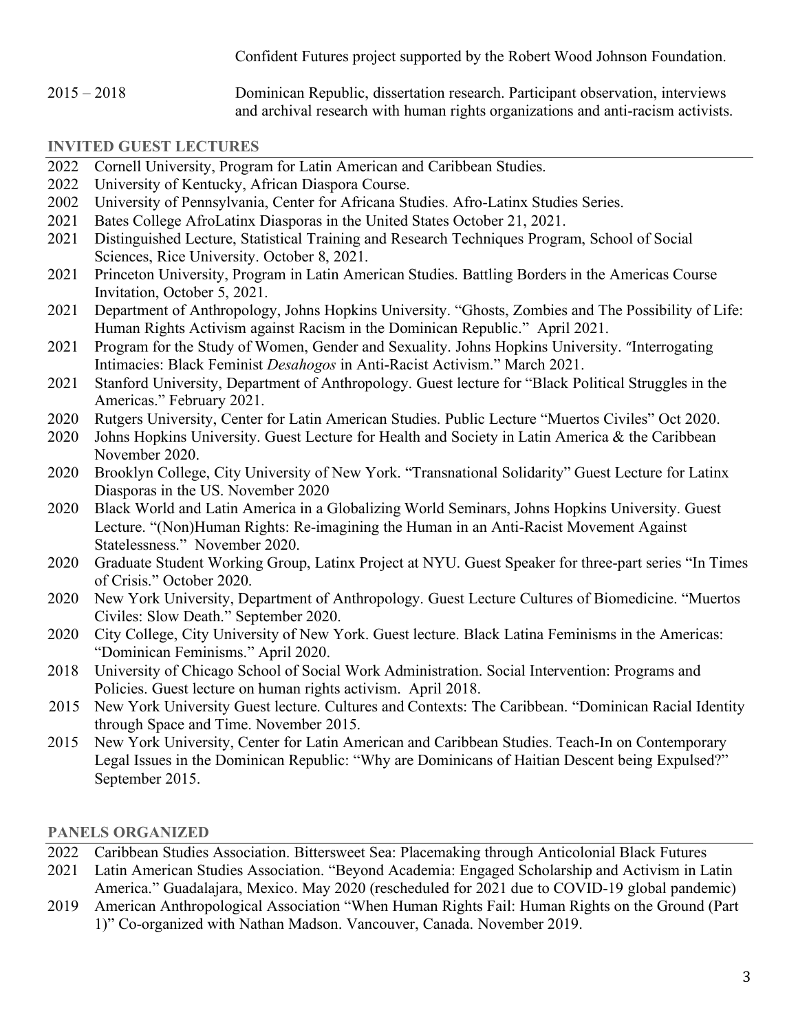Confident Futures project supported by the Robert Wood Johnson Foundation.

2015 – 2018 Dominican Republic, dissertation research. Participant observation, interviews and archival research with human rights organizations and anti-racism activists.

## INVITED GUEST LECTURES

- 2022 Cornell University, Program for Latin American and Caribbean Studies.
- 2022 University of Kentucky, African Diaspora Course.
- 2002 University of Pennsylvania, Center for Africana Studies. Afro-Latinx Studies Series.
- 2021 Bates College AfroLatinx Diasporas in the United States October 21, 2021.
- 2021 Distinguished Lecture, Statistical Training and Research Techniques Program, School of Social Sciences, Rice University. October 8, 2021.
- 2021 Princeton University, Program in Latin American Studies. Battling Borders in the Americas Course Invitation, October 5, 2021.
- 2021 Department of Anthropology, Johns Hopkins University. "Ghosts, Zombies and The Possibility of Life: Human Rights Activism against Racism in the Dominican Republic." April 2021.
- 2021 Program for the Study of Women, Gender and Sexuality. Johns Hopkins University. "Interrogating Intimacies: Black Feminist *Desahogos* in Anti-Racist Activism." March 2021.
- 2021 Stanford University, Department of Anthropology. Guest lecture for "Black Political Struggles in the Americas." February 2021.
- 2020 Rutgers University, Center for Latin American Studies. Public Lecture "Muertos Civiles" Oct 2020.
- 2020 Johns Hopkins University. Guest Lecture for Health and Society in Latin America & the Caribbean November 2020.
- 2020 Brooklyn College, City University of New York. "Transnational Solidarity" Guest Lecture for Latinx Diasporas in the US. November 2020
- 2020 Black World and Latin America in a Globalizing World Seminars, Johns Hopkins University. Guest Lecture. "(Non)Human Rights: Re-imagining the Human in an Anti-Racist Movement Against Statelessness." November 2020.
- 2020 Graduate Student Working Group, Latinx Project at NYU. Guest Speaker for three-part series "In Times of Crisis." October 2020.
- 2020 New York University, Department of Anthropology. Guest Lecture Cultures of Biomedicine. "Muertos Civiles: Slow Death." September 2020.
- 2020 City College, City University of New York. Guest lecture. Black Latina Feminisms in the Americas: "Dominican Feminisms." April 2020.
- 2018 University of Chicago School of Social Work Administration. Social Intervention: Programs and Policies. Guest lecture on human rights activism. April 2018.
- 2015 New York University Guest lecture. Cultures and Contexts: The Caribbean. "Dominican Racial Identity through Space and Time. November 2015.
- 2015 New York University, Center for Latin American and Caribbean Studies. Teach-In on Contemporary Legal Issues in the Dominican Republic: "Why are Dominicans of Haitian Descent being Expulsed?" September 2015.

## PANELS ORGANIZED

- 2022 Caribbean Studies Association. Bittersweet Sea: Placemaking through Anticolonial Black Futures
- 2021 Latin American Studies Association. "Beyond Academia: Engaged Scholarship and Activism in Latin America." Guadalajara, Mexico. May 2020 (rescheduled for 2021 due to COVID-19 global pandemic)
- 2019 American Anthropological Association "When Human Rights Fail: Human Rights on the Ground (Part 1)" Co-organized with Nathan Madson. Vancouver, Canada. November 2019.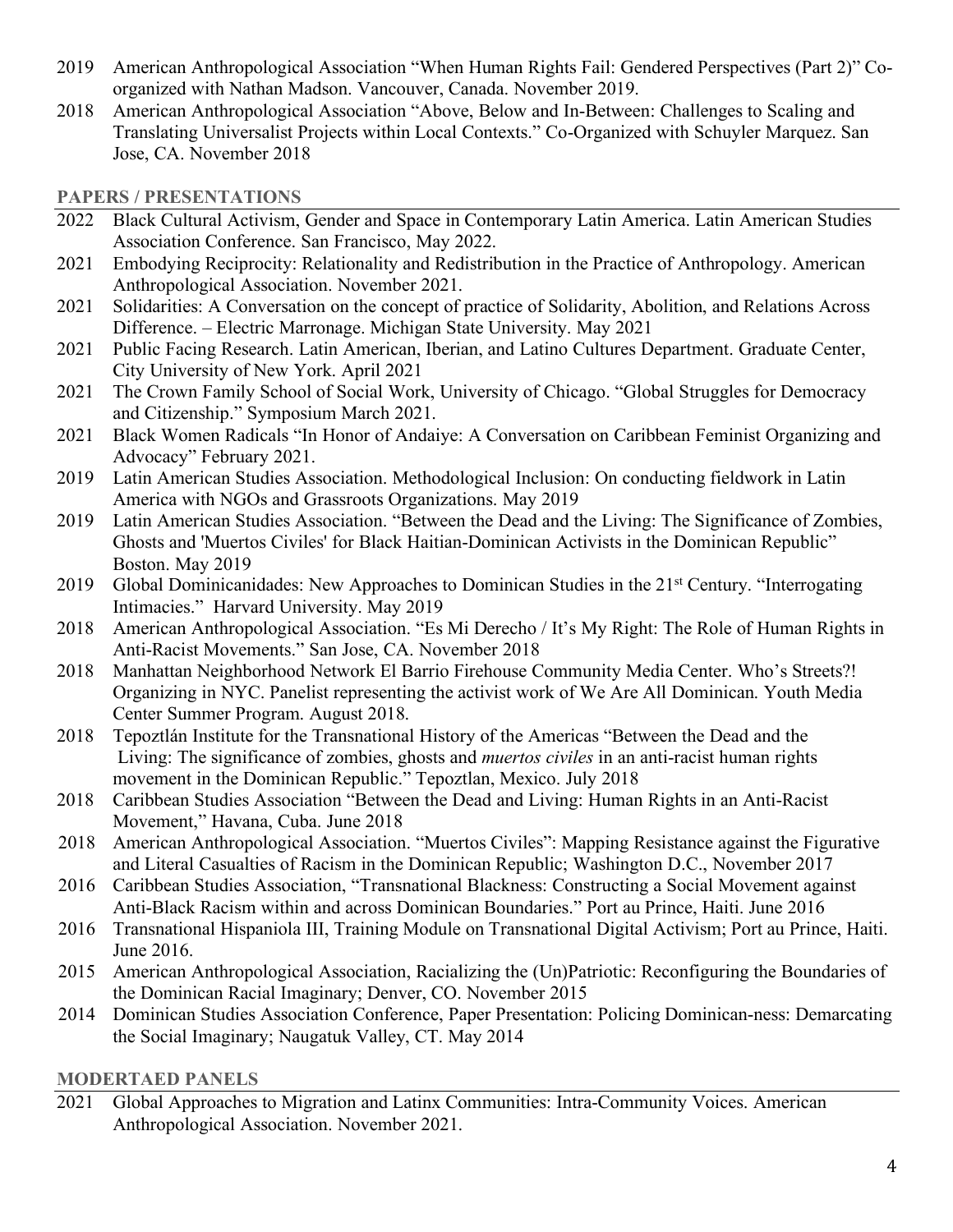- 2019 American Anthropological Association "When Human Rights Fail: Gendered Perspectives (Part 2)" Co-organized with Nathan Madson. Vancouver, Canada. November 2019.
- 2018 American Anthropological Association "Above, Below and In-Between: Challenges to Scaling and Translating Universalist Projects within Local Contexts." Co-Organized with Schuyler Marquez. San Jose, CA. November 2018

## PAPERS / PRESENTATIONS

- 2022 Black Cultural Activism, Gender and Space in Contemporary Latin America. Latin American Studies Association Conference. San Francisco, May 2022.
- 2021 Embodying Reciprocity: Relationality and Redistribution in the Practice of Anthropology. American Anthropological Association. November 2021.
- 2021 Solidarities: A Conversation on the concept of practice of Solidarity, Abolition, and Relations Across Difference. – Electric Marronage. Michigan State University. May 2021
- 2021 Public Facing Research. Latin American, Iberian, and Latino Cultures Department. Graduate Center, City University of New York. April 2021
- 2021 The Crown Family School of Social Work, University of Chicago. "Global Struggles for Democracy and Citizenship." Symposium March 2021.
- 2021 Black Women Radicals "In Honor of Andaiye: A Conversation on Caribbean Feminist Organizing and Advocacy" February 2021.
- 2019 Latin American Studies Association. Methodological Inclusion: On conducting fieldwork in Latin America with NGOs and Grassroots Organizations. May 2019
- 2019 Latin American Studies Association. "Between the Dead and the Living: The Significance of Zombies, Ghosts and 'Muertos Civiles' for Black Haitian-Dominican Activists in the Dominican Republic" Boston. May 2019
- 2019 Global Dominicanidades: New Approaches to Dominican Studies in the 21st Century. "Interrogating Intimacies." Harvard University. May 2019
- 2018 American Anthropological Association. "Es Mi Derecho / It's My Right: The Role of Human Rights in Anti-Racist Movements." San Jose, CA. November 2018
- 2018 Manhattan Neighborhood Network El Barrio Firehouse Community Media Center. Who's Streets?! Organizing in NYC. Panelist representing the activist work of We Are All Dominican. Youth Media Center Summer Program. August 2018.
- 2018 Tepoztlán Institute for the Transnational History of the Americas "Between the Dead and the Living: The significance of zombies, ghosts and *muertos civiles* in an anti-racist human rights movement in the Dominican Republic." Tepoztlan, Mexico. July 2018
- 2018 Caribbean Studies Association "Between the Dead and Living: Human Rights in an Anti-Racist Movement," Havana, Cuba. June 2018
- 2018 American Anthropological Association. "Muertos Civiles": Mapping Resistance against the Figurative and Literal Casualties of Racism in the Dominican Republic; Washington D.C., November 2017
- 2016 Caribbean Studies Association, "Transnational Blackness: Constructing a Social Movement against Anti-Black Racism within and across Dominican Boundaries." Port au Prince, Haiti. June 2016
- 2016 Transnational Hispaniola III, Training Module on Transnational Digital Activism; Port au Prince, Haiti. June 2016.
- 2015 American Anthropological Association, Racializing the (Un)Patriotic: Reconfiguring the Boundaries of the Dominican Racial Imaginary; Denver, CO. November 2015
- 2014 Dominican Studies Association Conference, Paper Presentation: Policing Dominican-ness: Demarcating the Social Imaginary; Naugatuk Valley, CT. May 2014

## MODERTAED PANELS

- 2021 Global Approaches to Migration and Latinx Communities: Intra-Community Voices. American Anthropological Association. November 2021.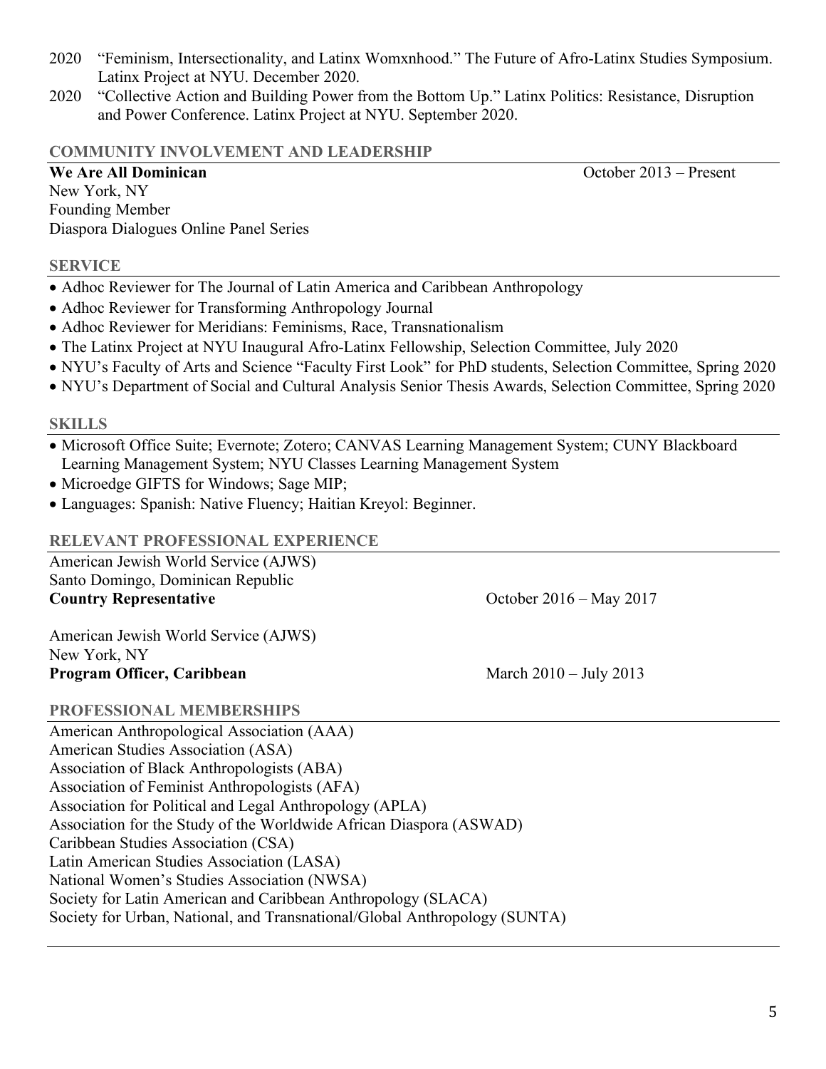- 2020 "Feminism, Intersectionality, and Latinx Womxnhood." The Future of Afro-Latinx Studies Symposium. Latinx Project at NYU. December 2020.
- 2020 "Collective Action and Building Power from the Bottom Up." Latinx Politics: Resistance, Disruption and Power Conference. Latinx Project at NYU. September 2020.

## COMMUNITY INVOLVEMENT AND LEADERSHIP

**We Are All Dominican** October 2013 – Present
New York, NY
Founding Member
Diaspora Dialogues Online Panel Series

## SERVICE

- Adhoc Reviewer for The Journal of Latin America and Caribbean Anthropology
- Adhoc Reviewer for Transforming Anthropology Journal
- Adhoc Reviewer for Meridians: Feminisms, Race, Transnationalism
- The Latinx Project at NYU Inaugural Afro-Latinx Fellowship, Selection Committee, July 2020
- NYU's Faculty of Arts and Science "Faculty First Look" for PhD students, Selection Committee, Spring 2020
- NYU's Department of Social and Cultural Analysis Senior Thesis Awards, Selection Committee, Spring 2020

## SKILLS

- Microsoft Office Suite; Evernote; Zotero; CANVAS Learning Management System; CUNY Blackboard Learning Management System; NYU Classes Learning Management System
- Microedge GIFTS for Windows; Sage MIP;
- Languages: Spanish: Native Fluency; Haitian Kreyol: Beginner.

## RELEVANT PROFESSIONAL EXPERIENCE

American Jewish World Service (AJWS)
Santo Domingo, Dominican Republic
**Country Representative** October 2016 – May 2017

American Jewish World Service (AJWS)
New York, NY
**Program Officer, Caribbean** March 2010 – July 2013

## PROFESSIONAL MEMBERSHIPS

American Anthropological Association (AAA)
American Studies Association (ASA)
Association of Black Anthropologists (ABA)
Association of Feminist Anthropologists (AFA)
Association for Political and Legal Anthropology (APLA)
Association for the Study of the Worldwide African Diaspora (ASWAD)
Caribbean Studies Association (CSA)
Latin American Studies Association (LASA)
National Women's Studies Association (NWSA)
Society for Latin American and Caribbean Anthropology (SLACA)
Society for Urban, National, and Transnational/Global Anthropology (SUNTA)